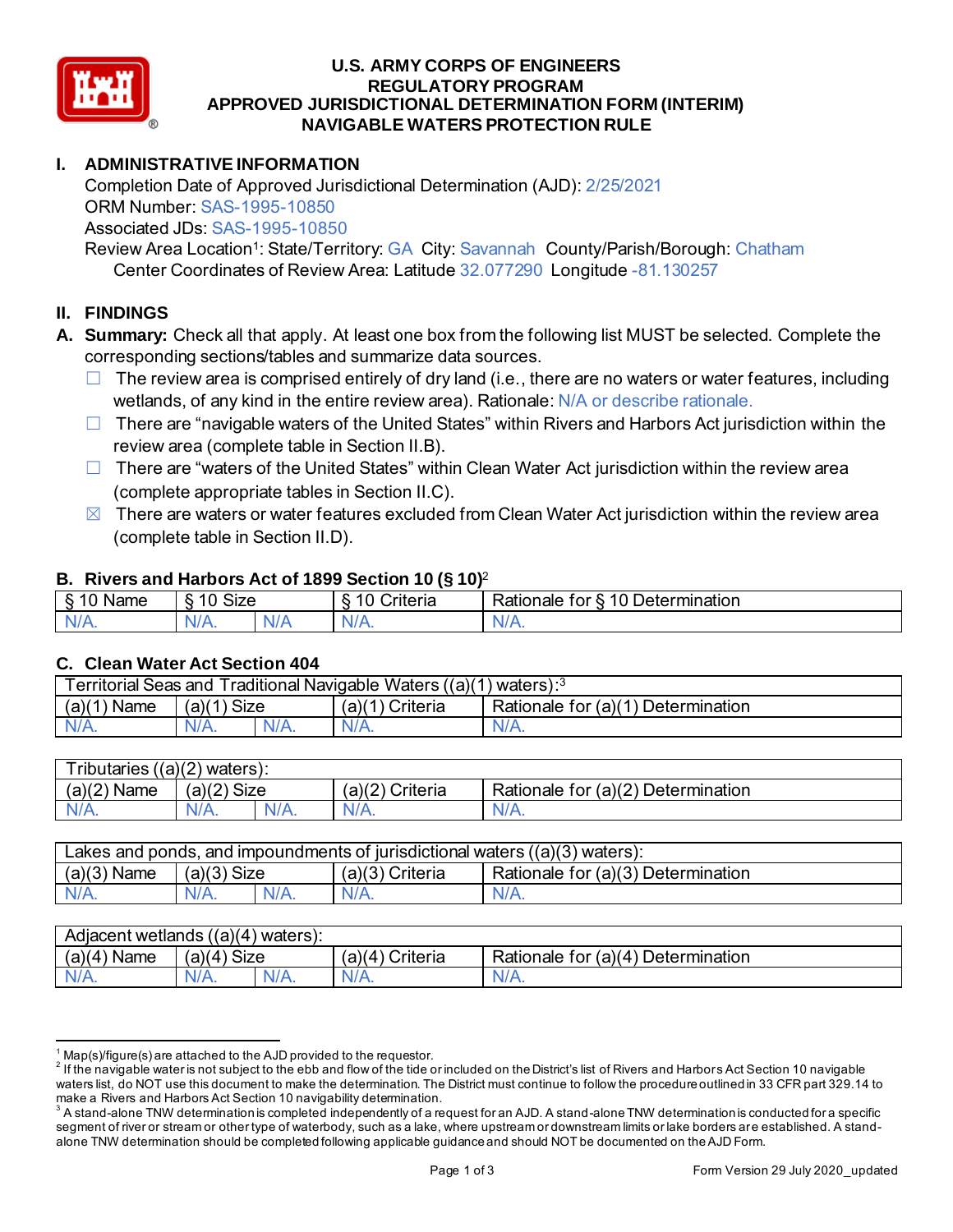# U.S. ARMY CORPS OF ENGINEERS
# REGULATORY PROGRAM
# APPROVED JURISDICTIONAL DETERMINATION FORM (INTERIM)
# NAVIGABLE WATERS PROTECTION RULE

## I. ADMINISTRATIVE INFORMATION

Completion Date of Approved Jurisdictional Determination (AJD): 2/25/2021
ORM Number: SAS-1995-10850
Associated JDs: SAS-1995-10850
Review Area Location[1]: State/Territory: GA City: Savannah County/Parish/Borough: Chatham
Center Coordinates of Review Area: Latitude 32.077290 Longitude -81.130257

## II. FINDINGS

**A. Summary:** Check all that apply. At least one box from the following list MUST be selected. Complete the corresponding sections/tables and summarize data sources.

- ☐ The review area is comprised entirely of dry land (i.e., there are no waters or water features, including wetlands, of any kind in the entire review area). Rationale: N/A or describe rationale.
- ☐ There are "navigable waters of the United States" within Rivers and Harbors Act jurisdiction within the review area (complete table in Section II.B).
- ☐ There are "waters of the United States" within Clean Water Act jurisdiction within the review area (complete appropriate tables in Section II.C).
- ☒ There are waters or water features excluded from Clean Water Act jurisdiction within the review area (complete table in Section II.D).

### B. Rivers and Harbors Act of 1899 Section 10 (§ 10)[2]

| § 10 Name | § 10 Size | | § 10 Criteria | Rationale for § 10 Determination |
|---|---|---|---|---|
| N/A. | N/A. | N/A | N/A. | N/A. |

### C. Clean Water Act Section 404

| Territorial Seas and Traditional Navigable Waters ((a)(1) waters):[3] | | | | |
|---|---|---|---|---|
| (a)(1) Name | (a)(1) Size | | (a)(1) Criteria | Rationale for (a)(1) Determination |
| N/A. | N/A. | N/A. | N/A. | N/A. |

| Tributaries ((a)(2) waters): | | | | |
|---|---|---|---|---|
| (a)(2) Name | (a)(2) Size | | (a)(2) Criteria | Rationale for (a)(2) Determination |
| N/A. | N/A. | N/A. | N/A. | N/A. |

| Lakes and ponds, and impoundments of jurisdictional waters ((a)(3) waters): | | | | |
|---|---|---|---|---|
| (a)(3) Name | (a)(3) Size | | (a)(3) Criteria | Rationale for (a)(3) Determination |
| N/A. | N/A. | N/A. | N/A. | N/A. |

| Adjacent wetlands ((a)(4) waters): | | | | |
|---|---|---|---|---|
| (a)(4) Name | (a)(4) Size | | (a)(4) Criteria | Rationale for (a)(4) Determination |
| N/A. | N/A. | N/A. | N/A. | N/A. |

---

[1] Map(s)/figure(s) are attached to the AJD provided to the requestor.
[2] If the navigable water is not subject to the ebb and flow of the tide or included on the District's list of Rivers and Harbors Act Section 10 navigable waters list, do NOT use this document to make the determination. The District must continue to follow the procedure outlined in 33 CFR part 329.14 to make a Rivers and Harbors Act Section 10 navigability determination.
[3] A stand-alone TNW determination is completed independently of a request for an AJD. A stand-alone TNW determination is conducted for a specific segment of river or stream or other type of waterbody, such as a lake, where upstream or downstream limits or lake borders are established. A stand-alone TNW determination should be completed following applicable guidance and should NOT be documented on the AJD Form.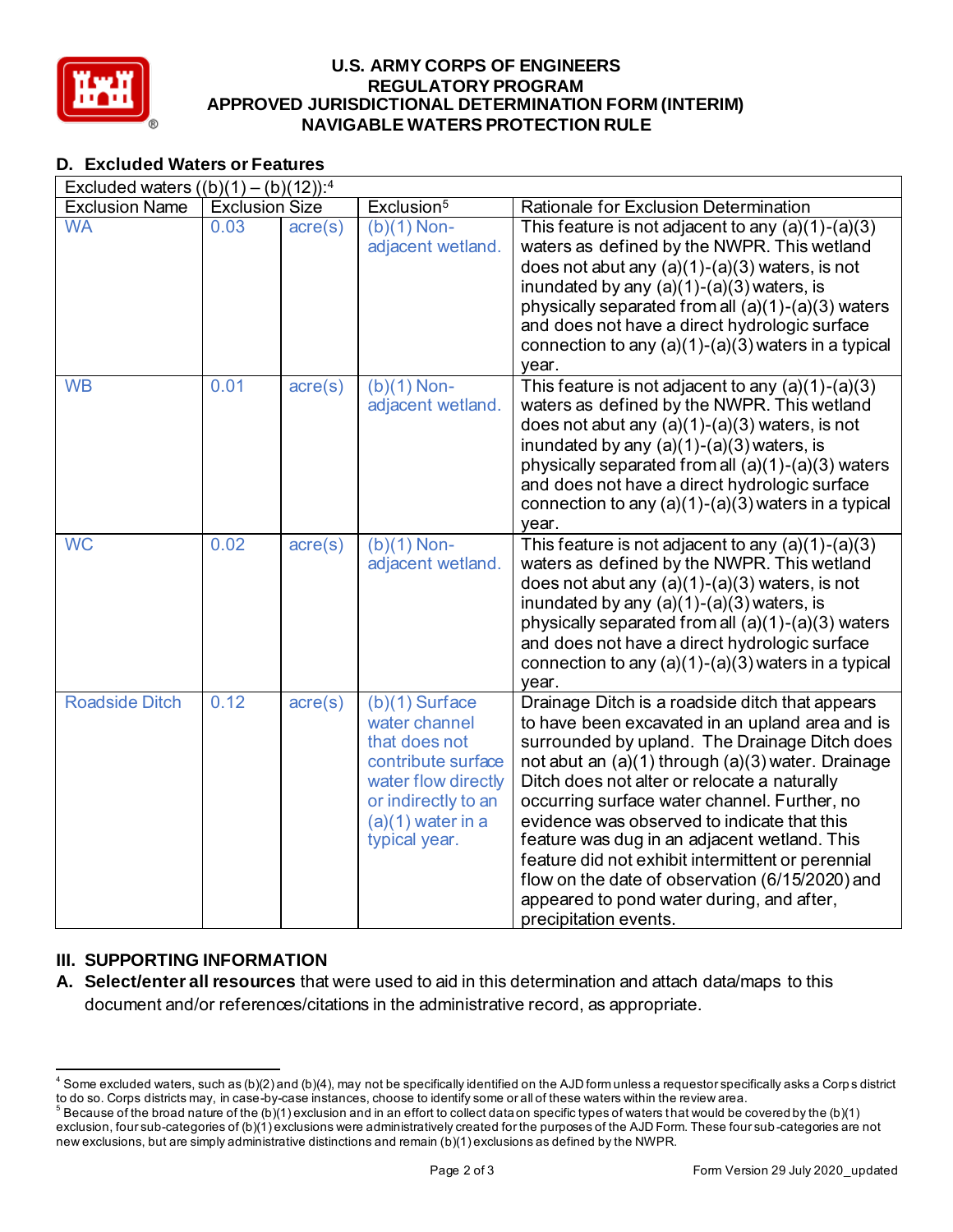U.S. ARMY CORPS OF ENGINEERS
REGULATORY PROGRAM
APPROVED JURISDICTIONAL DETERMINATION FORM (INTERIM)
NAVIGABLE WATERS PROTECTION RULE

## D. Excluded Waters or Features

| Excluded waters ((b)(1) – (b)(12)):[4] | | | | |
|---|---|---|---|---|
| Exclusion Name | Exclusion Size | | Exclusion[5] | Rationale for Exclusion Determination |
| WA | 0.03 | acre(s) | (b)(1) Non-adjacent wetland. | This feature is not adjacent to any (a)(1)-(a)(3) waters as defined by the NWPR. This wetland does not abut any (a)(1)-(a)(3) waters, is not inundated by any (a)(1)-(a)(3) waters, is physically separated from all (a)(1)-(a)(3) waters and does not have a direct hydrologic surface connection to any (a)(1)-(a)(3) waters in a typical year. |
| WB | 0.01 | acre(s) | (b)(1) Non-adjacent wetland. | This feature is not adjacent to any (a)(1)-(a)(3) waters as defined by the NWPR. This wetland does not abut any (a)(1)-(a)(3) waters, is not inundated by any (a)(1)-(a)(3) waters, is physically separated from all (a)(1)-(a)(3) waters and does not have a direct hydrologic surface connection to any (a)(1)-(a)(3) waters in a typical year. |
| WC | 0.02 | acre(s) | (b)(1) Non-adjacent wetland. | This feature is not adjacent to any (a)(1)-(a)(3) waters as defined by the NWPR. This wetland does not abut any (a)(1)-(a)(3) waters, is not inundated by any (a)(1)-(a)(3) waters, is physically separated from all (a)(1)-(a)(3) waters and does not have a direct hydrologic surface connection to any (a)(1)-(a)(3) waters in a typical year. |
| Roadside Ditch | 0.12 | acre(s) | (b)(1) Surface water channel that does not contribute surface water flow directly or indirectly to an (a)(1) water in a typical year. | Drainage Ditch is a roadside ditch that appears to have been excavated in an upland area and is surrounded by upland. The Drainage Ditch does not abut an (a)(1) through (a)(3) water. Drainage Ditch does not alter or relocate a naturally occurring surface water channel. Further, no evidence was observed to indicate that this feature was dug in an adjacent wetland. This feature did not exhibit intermittent or perennial flow on the date of observation (6/15/2020) and appeared to pond water during, and after, precipitation events. |

## III. SUPPORTING INFORMATION

**A. Select/enter all resources** that were used to aid in this determination and attach data/maps to this document and/or references/citations in the administrative record, as appropriate.

---

[4] Some excluded waters, such as (b)(2) and (b)(4), may not be specifically identified on the AJD form unless a requestor specifically asks a Corps district to do so. Corps districts may, in case-by-case instances, choose to identify some or all of these waters within the review area.

[5] Because of the broad nature of the (b)(1) exclusion and in an effort to collect data on specific types of waters that would be covered by the (b)(1) exclusion, four sub-categories of (b)(1) exclusions were administratively created for the purposes of the AJD Form. These four sub-categories are not new exclusions, but are simply administrative distinctions and remain (b)(1) exclusions as defined by the NWPR.

Form Version 29 July 2020_updated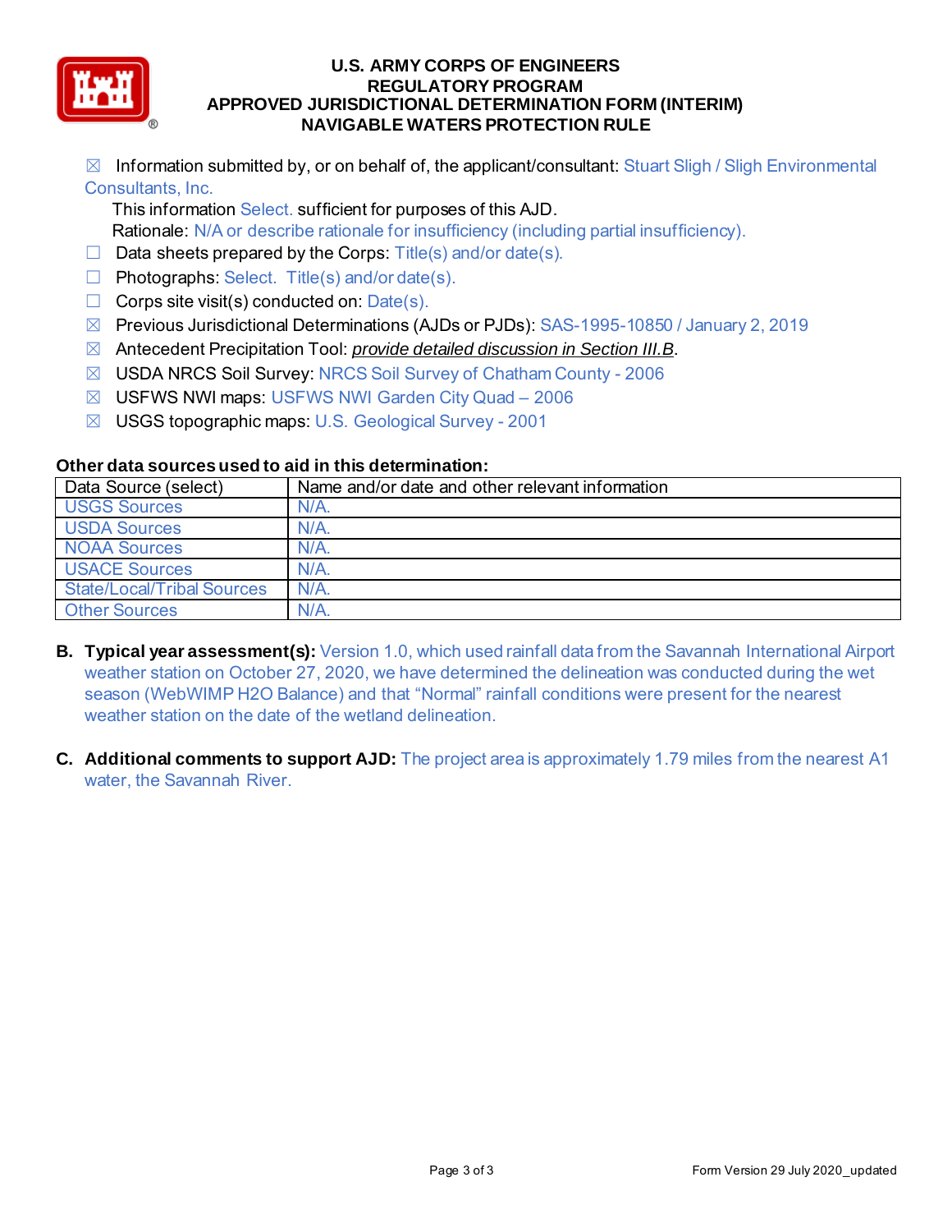# U.S. ARMY CORPS OF ENGINEERS
# REGULATORY PROGRAM
# APPROVED JURISDICTIONAL DETERMINATION FORM (INTERIM)
# NAVIGABLE WATERS PROTECTION RULE

☒ Information submitted by, or on behalf of, the applicant/consultant: Stuart Sligh / Sligh Environmental Consultants, Inc.
This information Select. sufficient for purposes of this AJD.
Rationale: N/A or describe rationale for insufficiency (including partial insufficiency).

☐ Data sheets prepared by the Corps: Title(s) and/or date(s).

☐ Photographs: Select. Title(s) and/or date(s).

☐ Corps site visit(s) conducted on: Date(s).

☒ Previous Jurisdictional Determinations (AJDs or PJDs): SAS-1995-10850 / January 2, 2019

☒ Antecedent Precipitation Tool: *provide detailed discussion in Section III.B*.

☒ USDA NRCS Soil Survey: NRCS Soil Survey of Chatham County - 2006

☒ USFWS NWI maps: USFWS NWI Garden City Quad – 2006

☒ USGS topographic maps: U.S. Geological Survey - 2001

**Other data sources used to aid in this determination:**

| Data Source (select) | Name and/or date and other relevant information |
|---|---|
| USGS Sources | N/A. |
| USDA Sources | N/A. |
| NOAA Sources | N/A. |
| USACE Sources | N/A. |
| State/Local/Tribal Sources | N/A. |
| Other Sources | N/A. |

**B. Typical year assessment(s):** Version 1.0, which used rainfall data from the Savannah International Airport weather station on October 27, 2020, we have determined the delineation was conducted during the wet season (WebWIMP H2O Balance) and that “Normal” rainfall conditions were present for the nearest weather station on the date of the wetland delineation.

**C. Additional comments to support AJD:** The project area is approximately 1.79 miles from the nearest A1 water, the Savannah River.